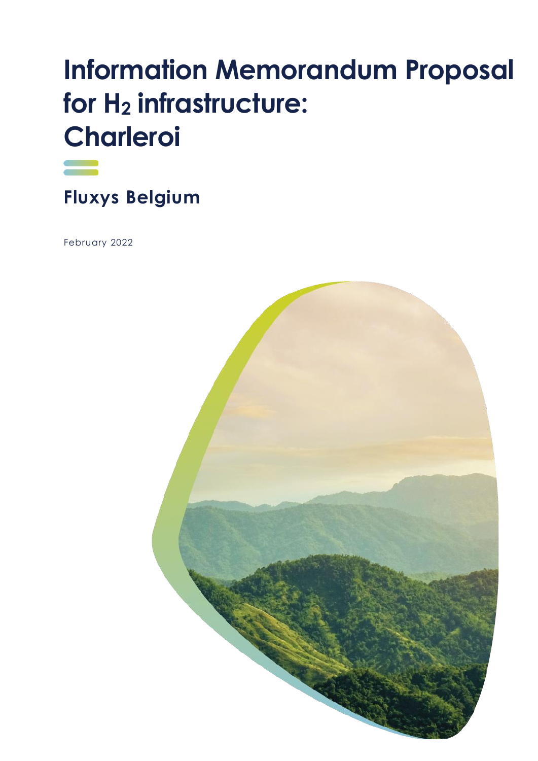# Information Memorandum Proposal for $H_2$ infrastructure: Charleroi

## Fluxys Belgium

February 2022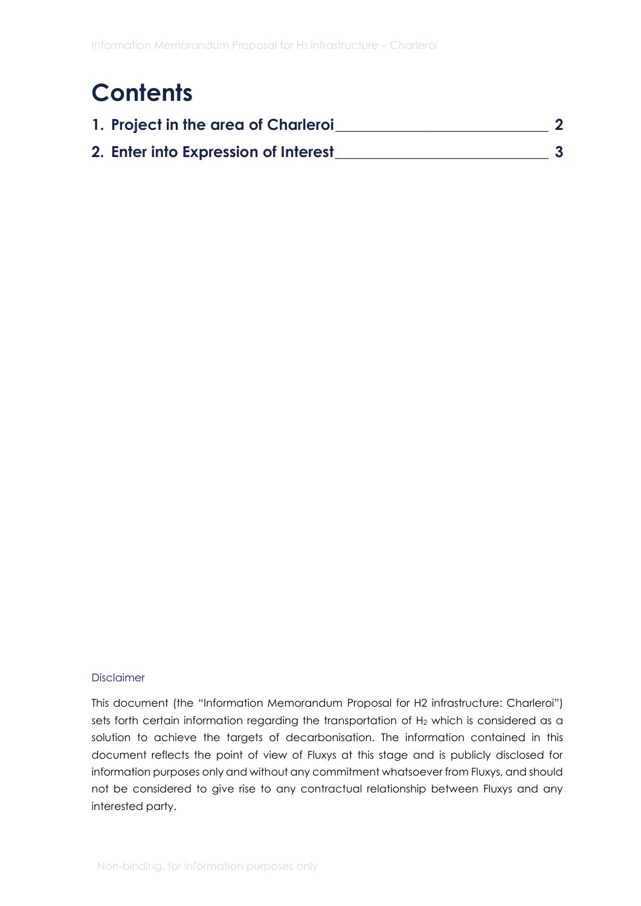# Contents

1. **Project in the area of Charleroi** 2
2. **Enter into Expression of Interest** 3

Disclaimer

This document (the "Information Memorandum Proposal for H2 infrastructure: Charleroi") sets forth certain information regarding the transportation of $H_2$ which is considered as a solution to achieve the targets of decarbonisation. The information contained in this document reflects the point of view of Fluxys at this stage and is publicly disclosed for information purposes only and without any commitment whatsoever from Fluxys, and should not be considered to give rise to any contractual relationship between Fluxys and any interested party.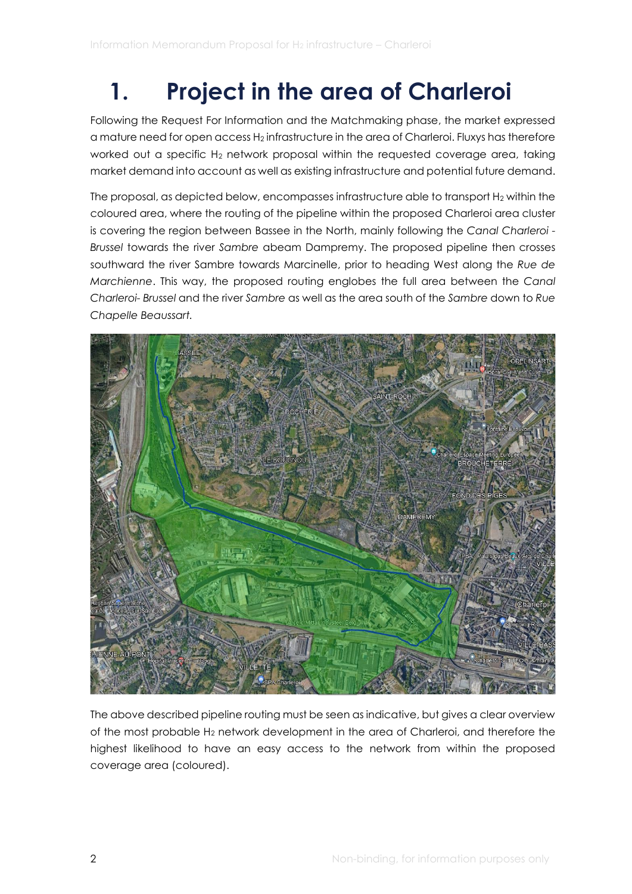# 1. Project in the area of Charleroi

Following the Request For Information and the Matchmaking phase, the market expressed a mature need for open access $H_2$ infrastructure in the area of Charleroi. Fluxys has therefore worked out a specific $H_2$ network proposal within the requested coverage area, taking market demand into account as well as existing infrastructure and potential future demand.

The proposal, as depicted below, encompasses infrastructure able to transport $H_2$ within the coloured area, where the routing of the pipeline within the proposed Charleroi area cluster is covering the region between Bassee in the North, mainly following the *Canal Charleroi - Brussel* towards the river *Sambre* abeam Dampremy. The proposed pipeline then crosses southward the river Sambre towards Marcinelle, prior to heading West along the *Rue de Marchienne*. This way, the proposed routing englobes the full area between the *Canal Charleroi- Brussel* and the river *Sambre* as well as the area south of the *Sambre* down to *Rue Chapelle Beaussart.*

The above described pipeline routing must be seen as indicative, but gives a clear overview of the most probable $H_2$ network development in the area of Charleroi, and therefore the highest likelihood to have an easy access to the network from within the proposed coverage area (coloured).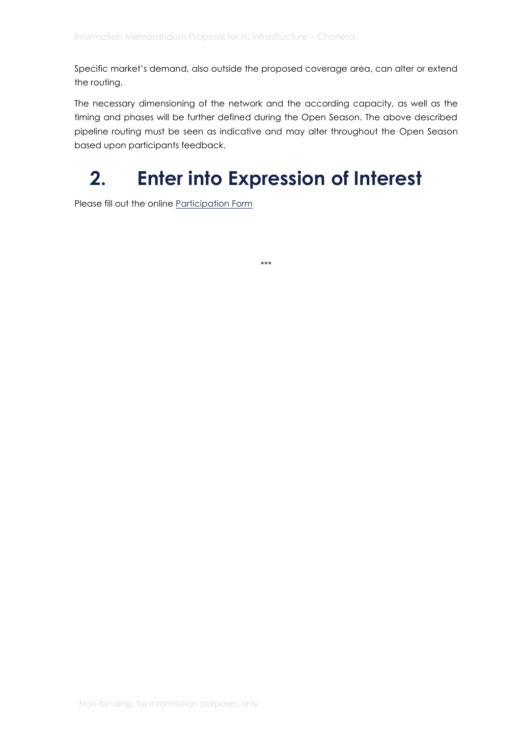Specific market's demand, also outside the proposed coverage area, can alter or extend the routing.

The necessary dimensioning of the network and the according capacity, as well as the timing and phases will be further defined during the Open Season. The above described pipeline routing must be seen as indicative and may alter throughout the Open Season based upon participants feedback.

# 2. Enter into Expression of Interest

Please fill out the online Participation Form

***